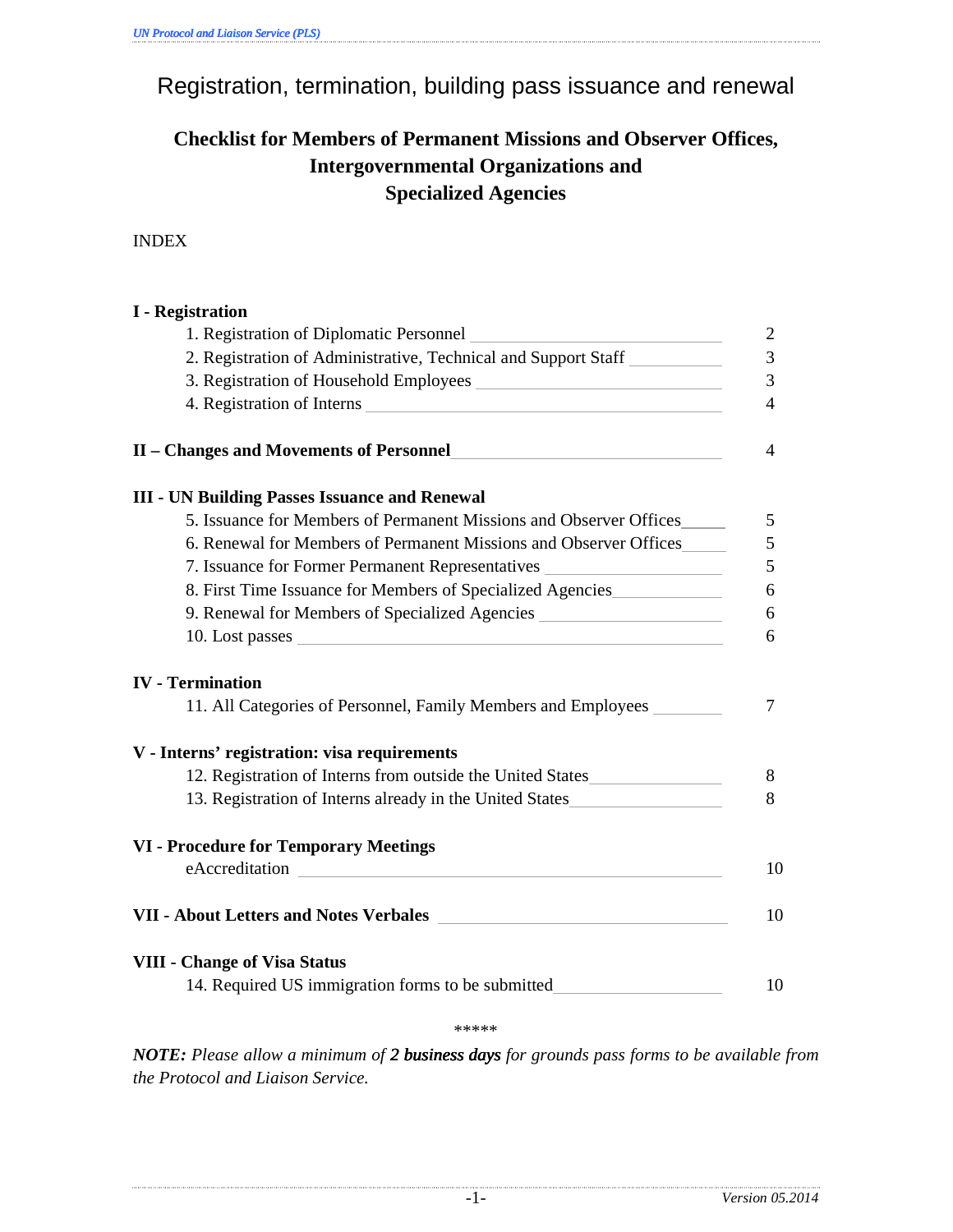# Registration, termination, building pass issuance and renewal

## Checklist for Members of Permanent Missions and Observer Offices, Intergovernmental Organizations and Specialized Agencies

INDEX

**I - Registration**

| | |
|---|---|
| 1. Registration of Diplomatic Personnel | 2 |
| 2. Registration of Administrative, Technical and Support Staff | 3 |
| 3. Registration of Household Employees | 3 |
| 4. Registration of Interns | 4 |

**II – Changes and Movements of Personnel** 4

**III - UN Building Passes Issuance and Renewal**

| | |
|---|---|
| 5. Issuance for Members of Permanent Missions and Observer Offices | 5 |
| 6. Renewal for Members of Permanent Missions and Observer Offices | 5 |
| 7. Issuance for Former Permanent Representatives | 5 |
| 8. First Time Issuance for Members of Specialized Agencies | 6 |
| 9. Renewal for Members of Specialized Agencies | 6 |
| 10. Lost passes | 6 |

**IV - Termination**

| | |
|---|---|
| 11. All Categories of Personnel, Family Members and Employees | 7 |

**V - Interns' registration: visa requirements**

| | |
|---|---|
| 12. Registration of Interns from outside the United States | 8 |
| 13. Registration of Interns already in the United States | 8 |

**VI - Procedure for Temporary Meetings**

| | |
|---|---|
| eAccreditation | 10 |

**VII - About Letters and Notes Verbales** 10

**VIII - Change of Visa Status**

| | |
|---|---|
| 14. Required US immigration forms to be submitted | 10 |

*****

***NOTE:** Please allow a minimum of **2 business days** for grounds pass forms to be available from the Protocol and Liaison Service.*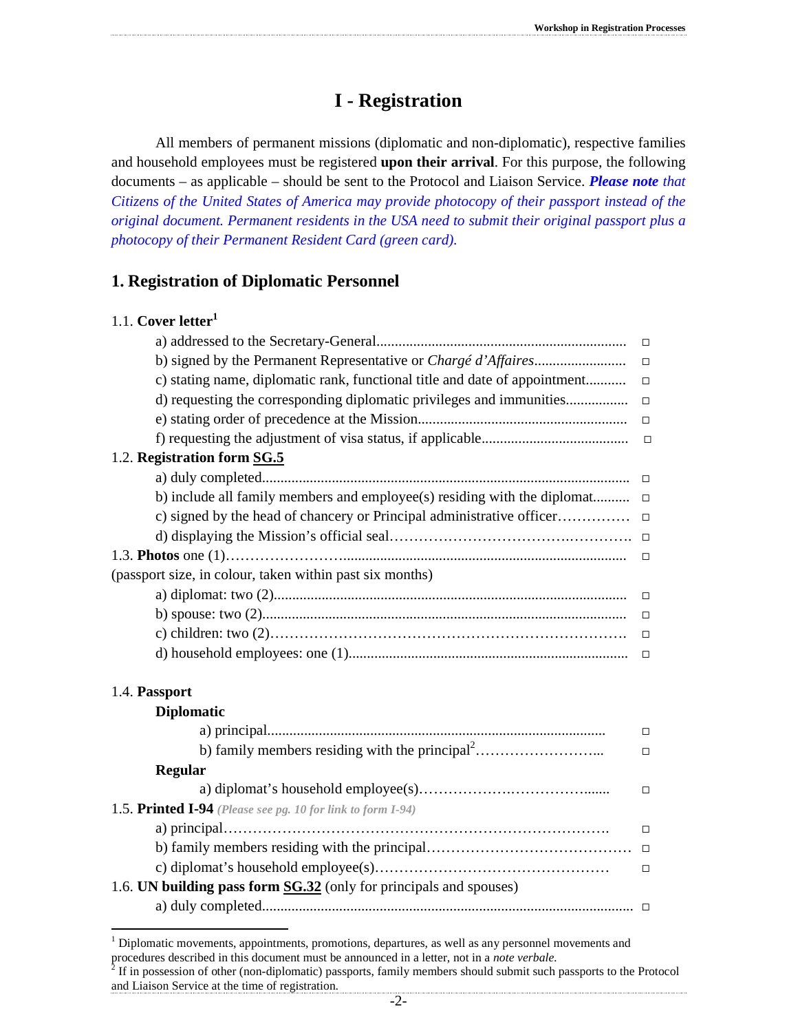# I - Registration

All members of permanent missions (diplomatic and non-diplomatic), respective families and household employees must be registered **upon their arrival**. For this purpose, the following documents – as applicable – should be sent to the Protocol and Liaison Service. ***Please note*** *that Citizens of the United States of America may provide photocopy of their passport instead of the original document. Permanent residents in the USA need to submit their original passport plus a photocopy of their Permanent Resident Card (green card).*

## 1. Registration of Diplomatic Personnel

1.1. **Cover letter**[1]

- a) addressed to the Secretary-General ☐
- b) signed by the Permanent Representative or *Chargé d'Affaires* ☐
- c) stating name, diplomatic rank, functional title and date of appointment ☐
- d) requesting the corresponding diplomatic privileges and immunities ☐
- e) stating order of precedence at the Mission ☐
- f) requesting the adjustment of visa status, if applicable ☐

1.2. **Registration form SG.5**

- a) duly completed ☐
- b) include all family members and employee(s) residing with the diplomat ☐
- c) signed by the head of chancery or Principal administrative officer ☐
- d) displaying the Mission's official seal ☐

1.3. **Photos** one (1) ☐

(passport size, in colour, taken within past six months)

- a) diplomat: two (2) ☐
- b) spouse: two (2) ☐
- c) children: two (2) ☐
- d) household employees: one (1) ☐

1.4. **Passport**

**Diplomatic**

- a) principal ☐
- b) family members residing with the principal[2] ☐

**Regular**

- a) diplomat's household employee(s) ☐

1.5. **Printed I-94** *(Please see pg. 10 for link to form I-94)*

- a) principal ☐
- b) family members residing with the principal ☐
- c) diplomat's household employee(s) ☐

1.6. **UN building pass form SG.32** (only for principals and spouses)

- a) duly completed ☐

---

[1] Diplomatic movements, appointments, promotions, departures, as well as any personnel movements and procedures described in this document must be announced in a letter, not in a *note verbale*.

[2] If in possession of other (non-diplomatic) passports, family members should submit such passports to the Protocol and Liaison Service at the time of registration.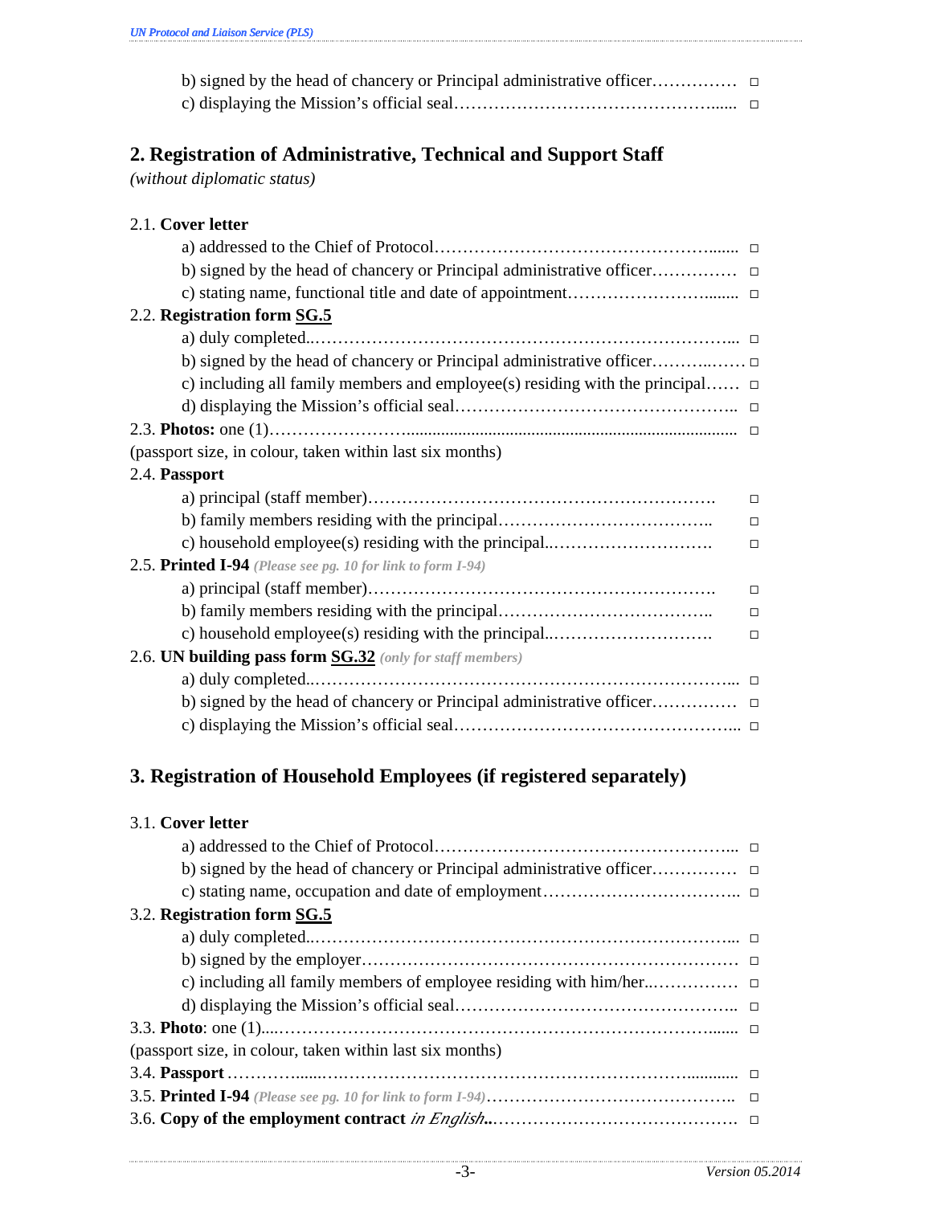b) signed by the head of chancery or Principal administrative officer…………… □
c) displaying the Mission's official seal………………………………………...... □

## 2. Registration of Administrative, Technical and Support Staff

*(without diplomatic status)*

2.1. **Cover letter**
- a) addressed to the Chief of Protocol…………………………………………....... □
- b) signed by the head of chancery or Principal administrative officer…………… □
- c) stating name, functional title and date of appointment……………………....... □

2.2. **Registration form SG.5**
- a) duly completed..………………………………………………………………... □
- b) signed by the head of chancery or Principal administrative officer………..…… □
- c) including all family members and employee(s) residing with the principal…… □
- d) displaying the Mission's official seal………………………………………... □

2.3. **Photos:** one (1)……………………........................................................................ □
(passport size, in colour, taken within last six months)

2.4. **Passport**
- a) principal (staff member)……………………………………………………. □
- b) family members residing with the principal……………………………….. □
- c) household employee(s) residing with the principal..………………………. □

2.5. **Printed I-94** *(Please see pg. 10 for link to form I-94)*
- a) principal (staff member)……………………………………………………. □
- b) family members residing with the principal……………………………….. □
- c) household employee(s) residing with the principal..………………………. □

2.6. **UN building pass form SG.32** *(only for staff members)*
- a) duly completed..………………………………………………………………... □
- b) signed by the head of chancery or Principal administrative officer…………… □
- c) displaying the Mission's official seal………………………………………... □

## 3. Registration of Household Employees (if registered separately)

3.1. **Cover letter**
- a) addressed to the Chief of Protocol……………………………………………... □
- b) signed by the head of chancery or Principal administrative officer…………… □
- c) stating name, occupation and date of employment…………………………….. □

3.2. **Registration form SG.5**
- a) duly completed..………………………………………………………………... □
- b) signed by the employer………………………………………………………… □
- c) including all family members of employee residing with him/her..…………… □
- d) displaying the Mission's official seal………………………………………... □

3.3. **Photo**: one (1)....…………………………………………………………………...... □
(passport size, in colour, taken within last six months)

3.4. **Passport** ………….......….………………………………………………............ □

3.5. **Printed I-94** *(Please see pg. 10 for link to form I-94)*…………………………………….. □

3.6. **Copy of the employment contract** *in English*...……………………………………. □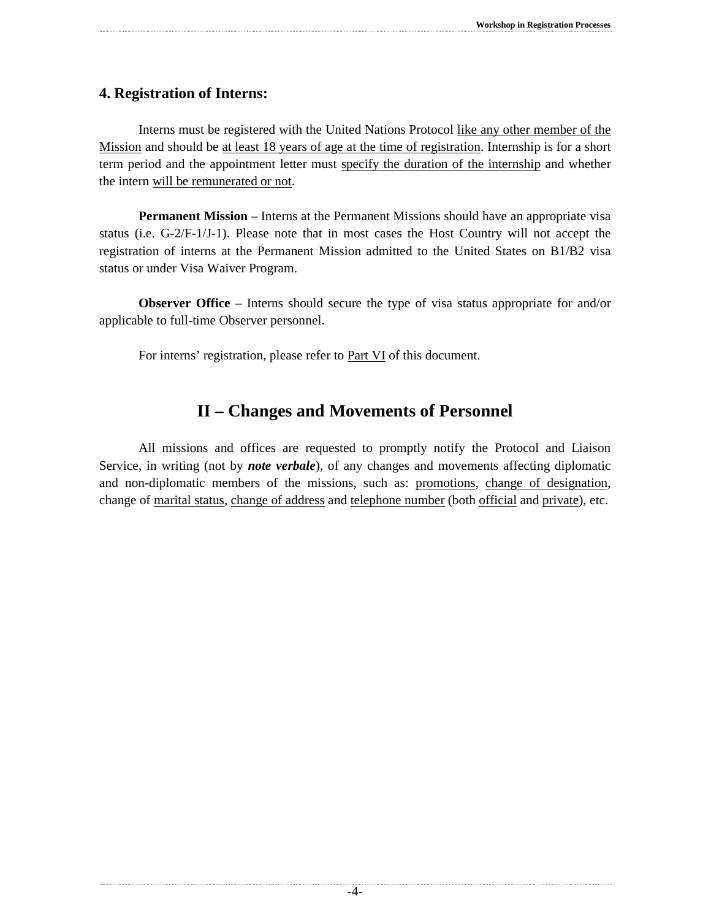### 4. Registration of Interns:

Interns must be registered with the United Nations Protocol like any other member of the Mission and should be at least 18 years of age at the time of registration. Internship is for a short term period and the appointment letter must specify the duration of the internship and whether the intern will be remunerated or not.

**Permanent Mission** – Interns at the Permanent Missions should have an appropriate visa status (i.e. G-2/F-1/J-1). Please note that in most cases the Host Country will not accept the registration of interns at the Permanent Mission admitted to the United States on B1/B2 visa status or under Visa Waiver Program.

**Observer Office** – Interns should secure the type of visa status appropriate for and/or applicable to full-time Observer personnel.

For interns' registration, please refer to Part VI of this document.

## II – Changes and Movements of Personnel

All missions and offices are requested to promptly notify the Protocol and Liaison Service, in writing (not by ***note verbale***), of any changes and movements affecting diplomatic and non-diplomatic members of the missions, such as: promotions, change of designation, change of marital status, change of address and telephone number (both official and private), etc.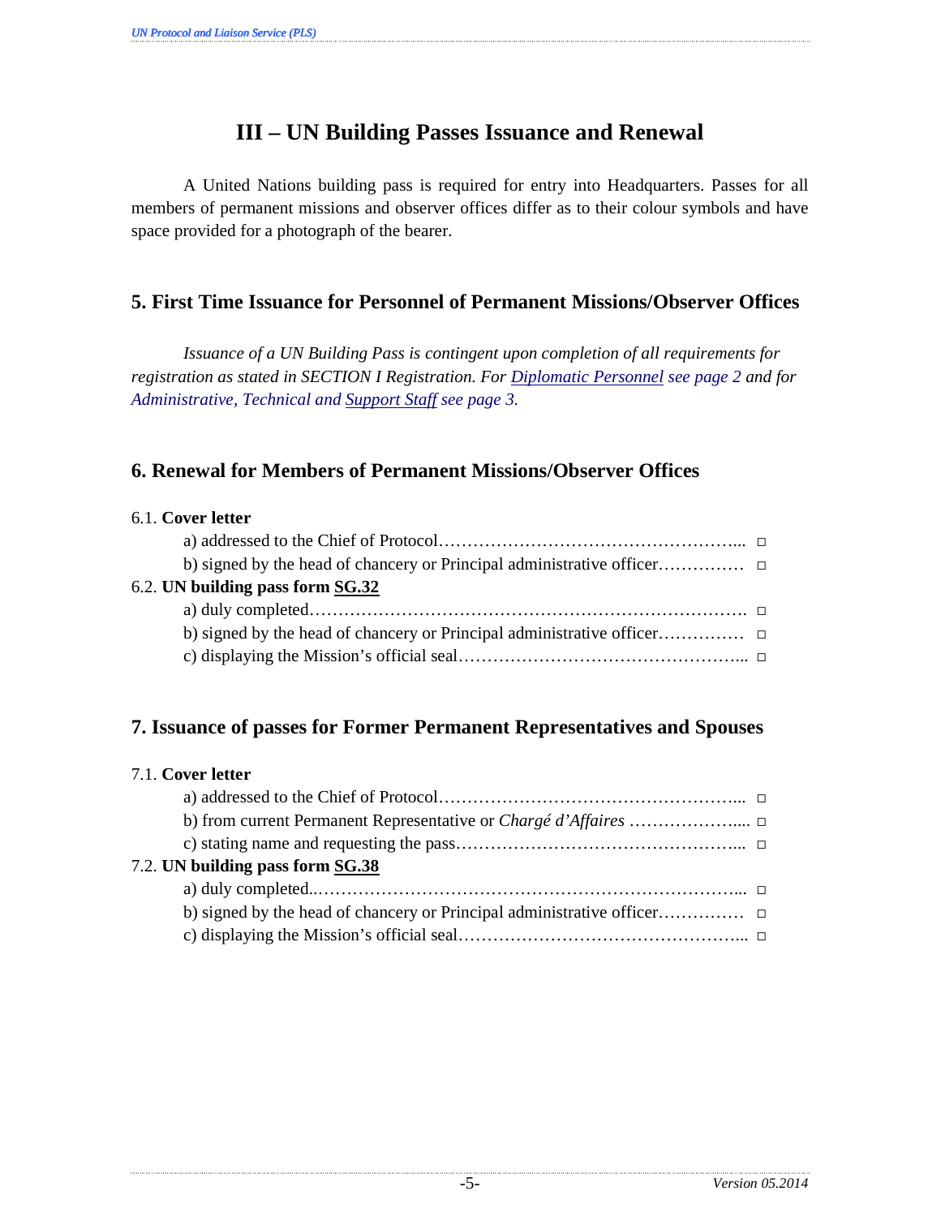# III – UN Building Passes Issuance and Renewal

A United Nations building pass is required for entry into Headquarters. Passes for all members of permanent missions and observer offices differ as to their colour symbols and have space provided for a photograph of the bearer.

## 5. First Time Issuance for Personnel of Permanent Missions/Observer Offices

*Issuance of a UN Building Pass is contingent upon completion of all requirements for registration as stated in SECTION I Registration. For Diplomatic Personnel see page 2 and for Administrative, Technical and Support Staff see page 3.*

## 6. Renewal for Members of Permanent Missions/Observer Offices

6.1. **Cover letter**

- a) addressed to the Chief of Protocol…………………………………………….. □
- b) signed by the head of chancery or Principal administrative officer…………… □

6.2. **UN building pass form SG.32**

- a) duly completed…………………………………………………………………. □
- b) signed by the head of chancery or Principal administrative officer…………… □
- c) displaying the Mission’s official seal………………………………………….. □

## 7. Issuance of passes for Former Permanent Representatives and Spouses

7.1. **Cover letter**

- a) addressed to the Chief of Protocol…………………………………………….. □
- b) from current Permanent Representative or *Chargé d’Affaires* ……………….... □
- c) stating name and requesting the pass………………………………………….. □

7.2. **UN building pass form SG.38**

- a) duly completed..……………………………………………………………….. □
- b) signed by the head of chancery or Principal administrative officer…………… □
- c) displaying the Mission’s official seal………………………………………….. □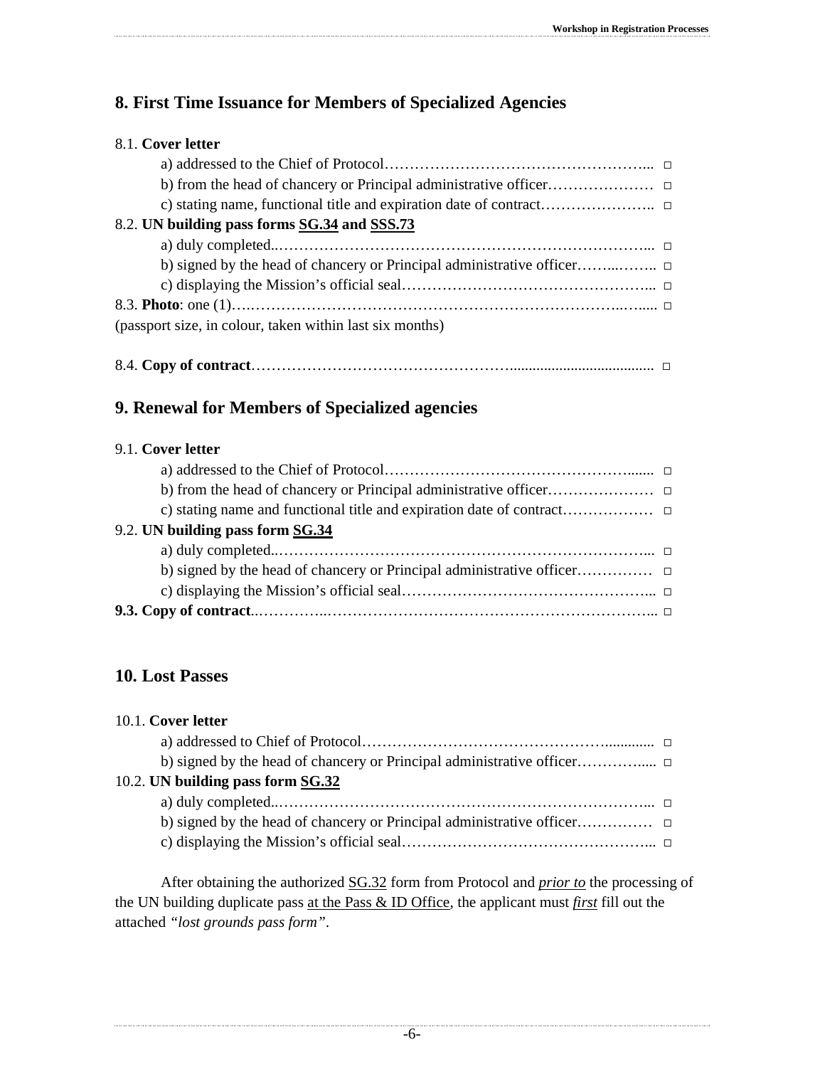## 8. First Time Issuance for Members of Specialized Agencies

8.1. **Cover letter**

- a) addressed to the Chief of Protocol………………………………………………... □
- b) from the head of chancery or Principal administrative officer………………… □
- c) stating name, functional title and expiration date of contract………………….. □

8.2. **UN building pass forms <u>SG.34</u> and <u>SSS.73</u>**

- a) duly completed..…………………………………………………………………... □
- b) signed by the head of chancery or Principal administrative officer……..…….. □
- c) displaying the Mission's official seal………………………………………….... □

8.3. **Photo**: one (1)…..………………………………………………………………..….... □
(passport size, in colour, taken within last six months)

8.4. **Copy of contract**……………………………………………..................................... □

## 9. Renewal for Members of Specialized agencies

9.1. **Cover letter**

- a) addressed to the Chief of Protocol…………………………………………....... □
- b) from the head of chancery or Principal administrative officer………………… □
- c) stating name and functional title and expiration date of contract……………… □

9.2. **UN building pass form <u>SG.34</u>**

- a) duly completed..…………………….…………………………………………... □
- b) signed by the head of chancery or Principal administrative officer…………… □
- c) displaying the Mission's official seal………………………………………….... □

**9.3. Copy of contract**..…………..…………………………………………………….... □

## 10. Lost Passes

10.1. **Cover letter**

- a) addressed to Chief of Protocol…………………………………………............. □
- b) signed by the head of chancery or Principal administrative officer………….... □

10.2. **UN building pass form <u>SG.32</u>**

- a) duly completed..…………………………………………………………………... □
- b) signed by the head of chancery or Principal administrative officer…………… □
- c) displaying the Mission's official seal………………………………………….... □

After obtaining the authorized <u>SG.32</u> form from Protocol and ***<u>prior to</u>*** the processing of the UN building duplicate pass <u>at the Pass & ID Office</u>, the applicant must ***<u>first</u>*** fill out the attached *"lost grounds pass form"*.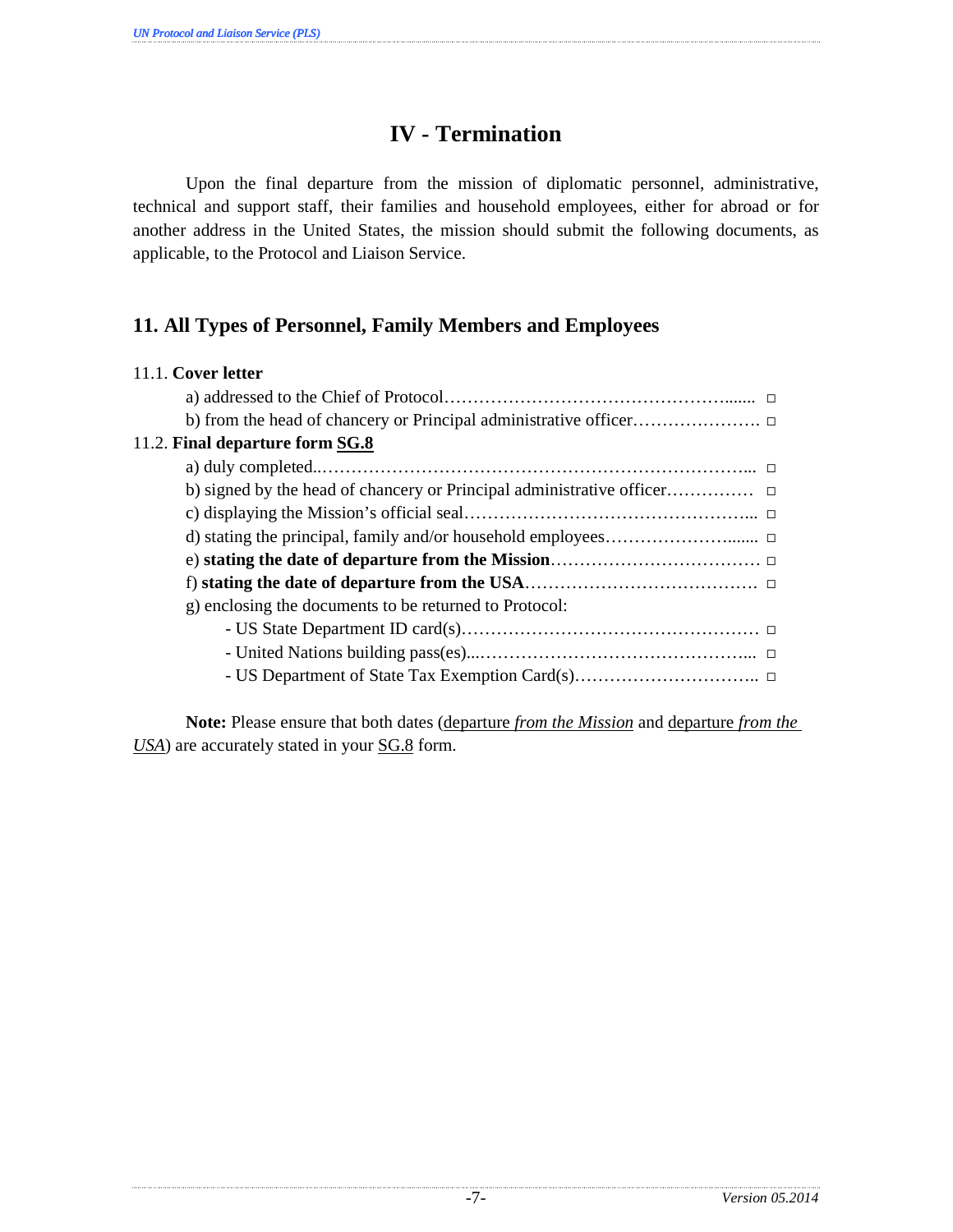# IV - Termination

Upon the final departure from the mission of diplomatic personnel, administrative, technical and support staff, their families and household employees, either for abroad or for another address in the United States, the mission should submit the following documents, as applicable, to the Protocol and Liaison Service.

## 11. All Types of Personnel, Family Members and Employees

11.1. **Cover letter**

- a) addressed to the Chief of Protocol……………………………………………....... □
- b) from the head of chancery or Principal administrative officer…………………. □

11.2. **Final departure form SG.8**

- a) duly completed..………………………………………………………………... □
- b) signed by the head of chancery or Principal administrative officer…………… □
- c) displaying the Mission's official seal…………………………………………... □
- d) stating the principal, family and/or household employees………………….…... □
- e) **stating the date of departure from the Mission**……………………………… □
- f) **stating the date of departure from the USA**………………………………… □
- g) enclosing the documents to be returned to Protocol:
  - US State Department ID card(s)…………………………………………… □
  - United Nations building pass(es)...……………………………………….... □
  - US Department of State Tax Exemption Card(s)………………………….. □

**Note:** Please ensure that both dates (departure *from the Mission* and departure *from the USA*) are accurately stated in your SG.8 form.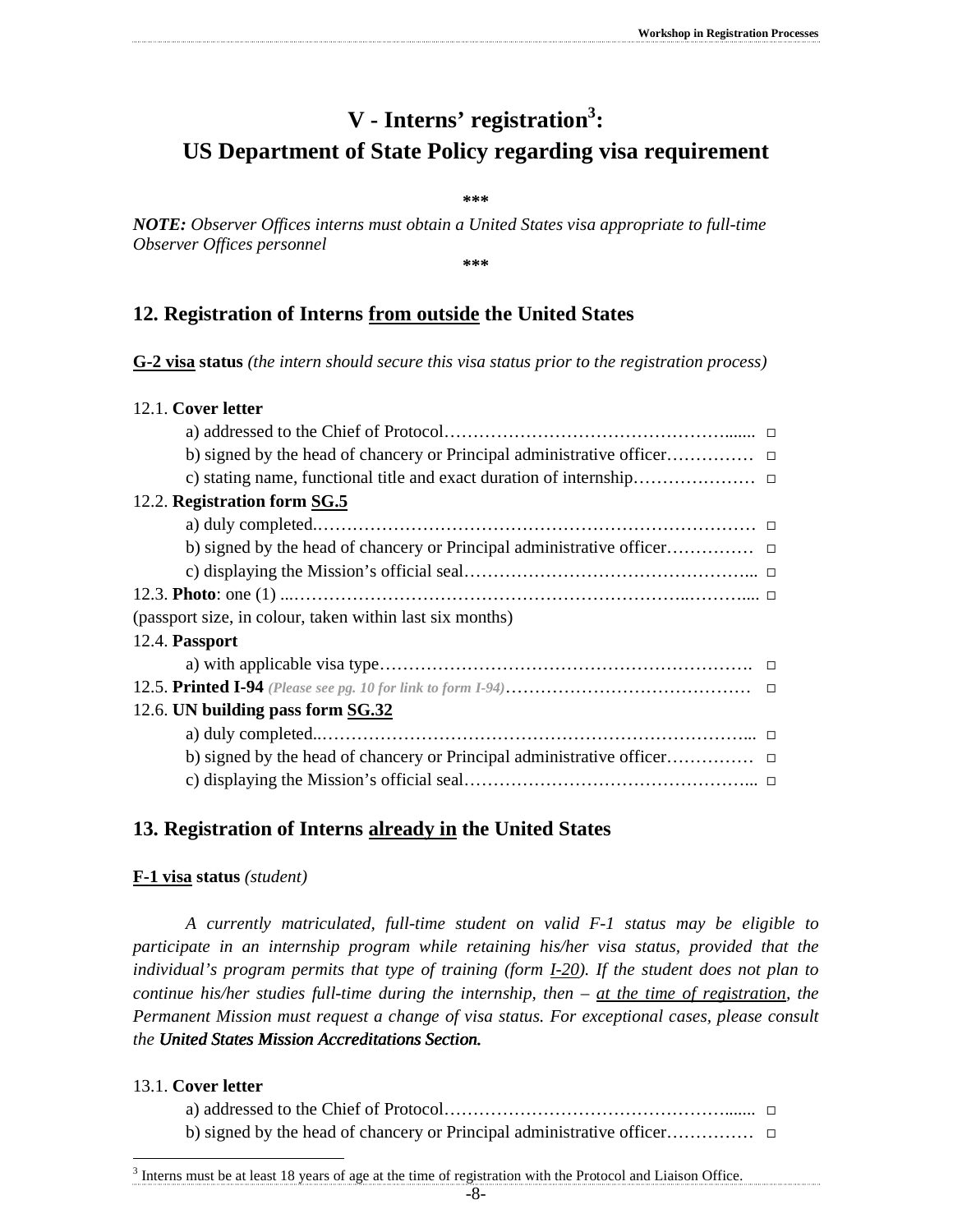# V - Interns' registration[3]: US Department of State Policy regarding visa requirement

***

***NOTE:*** *Observer Offices interns must obtain a United States visa appropriate to full-time Observer Offices personnel*

***

## 12. Registration of Interns from outside the United States

**G-2 visa status** *(the intern should secure this visa status prior to the registration process)*

12.1. **Cover letter**

- a) addressed to the Chief of Protocol……………………………………………....... □
- b) signed by the head of chancery or Principal administrative officer…………… □
- c) stating name, functional title and exact duration of internship………………… □

12.2. **Registration form SG.5**

- a) duly completed.………………………………………………………………… □
- b) signed by the head of chancery or Principal administrative officer…………… □
- c) displaying the Mission's official seal…………………………………………... □

12.3. **Photo**: one (1) ...…………………………………………………………..……..... □
(passport size, in colour, taken within last six months)

12.4. **Passport**

- a) with applicable visa type………………………………………………………. □

12.5. **Printed I-94** *(Please see pg. 10 for link to form I-94)*…………………………………… □

12.6. **UN building pass form SG.32**

- a) duly completed..……………………………………………………………... □
- b) signed by the head of chancery or Principal administrative officer…………… □
- c) displaying the Mission's official seal…………………………………………... □

## 13. Registration of Interns already in the United States

**F-1 visa status** *(student)*

*A currently matriculated, full-time student on valid F-1 status may be eligible to participate in an internship program while retaining his/her visa status, provided that the individual's program permits that type of training (form I-20). If the student does not plan to continue his/her studies full-time during the internship, then – at the time of registration, the Permanent Mission must request a change of visa status. For exceptional cases, please consult the United States Mission Accreditations Section.*

13.1. **Cover letter**

- a) addressed to the Chief of Protocol……………………………………………....... □
- b) signed by the head of chancery or Principal administrative officer…………… □

[3] Interns must be at least 18 years of age at the time of registration with the Protocol and Liaison Office.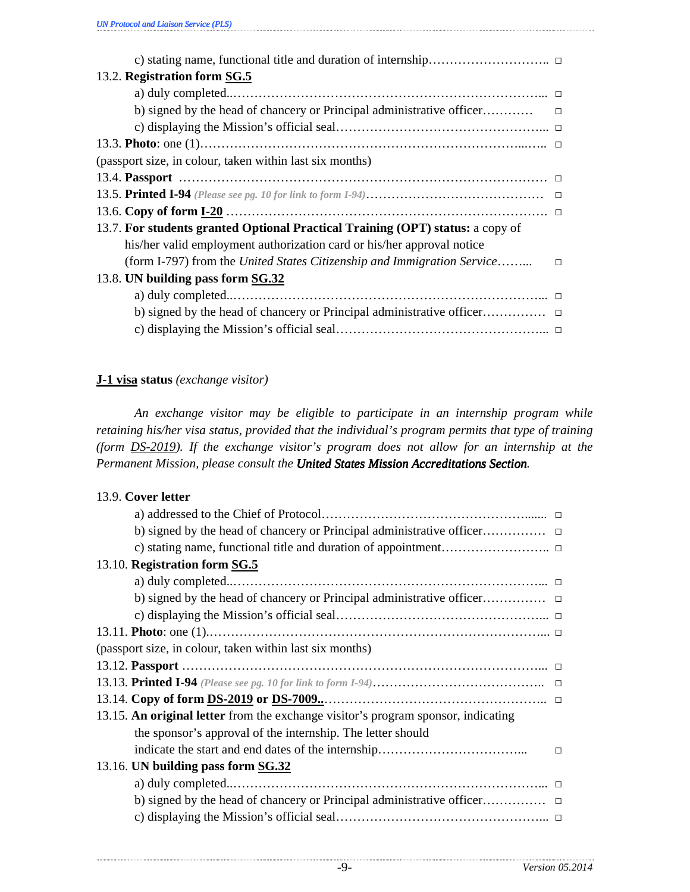c) stating name, functional title and duration of internship……………………….. □

13.2. **Registration form SG.5**

a) duly completed..………………………………………………………………... □

b) signed by the head of chancery or Principal administrative officer………… □

c) displaying the Mission's official seal………………………………………... □

13.3. **Photo**: one (1)………………………………………………………...….. □

(passport size, in colour, taken within last six months)

13.4. **Passport** ………………………………………………………………………… □

13.5. **Printed I-94** *(Please see pg. 10 for link to form I-94)*…………………………………… □

13.6. **Copy of form I-20** ………………………………………………………………. □

13.7. **For students granted Optional Practical Training (OPT) status:** a copy of his/her valid employment authorization card or his/her approval notice (form I-797) from the *United States Citizenship and Immigration Service*……... □

13.8. **UN building pass form SG.32**

a) duly completed..………………………………………………………………... □

b) signed by the head of chancery or Principal administrative officer…………… □

c) displaying the Mission's official seal………………………………………... □

**J-1 visa status** *(exchange visitor)*

*An exchange visitor may be eligible to participate in an internship program while retaining his/her visa status, provided that the individual's program permits that type of training (form DS-2019). If the exchange visitor's program does not allow for an internship at the Permanent Mission, please consult the **United States Mission Accreditations Section**.*

13.9. **Cover letter**

a) addressed to the Chief of Protocol………………………………………....... □

b) signed by the head of chancery or Principal administrative officer…………… □

c) stating name, functional title and duration of appointment…………………….. □

13.10. **Registration form SG.5**

a) duly completed..………………………………………………………………... □

b) signed by the head of chancery or Principal administrative officer…………… □

c) displaying the Mission's official seal………………………………………... □

13.11. **Photo**: one (1).…………………………………………………………………... □

(passport size, in colour, taken within last six months)

13.12. **Passport** ……………………………………………………………………... □

13.13. **Printed I-94** *(Please see pg. 10 for link to form I-94)*………………………………….. □

13.14. **Copy of form DS-2019 or DS-7009..**……………………………………………. □

13.15. **An original letter** from the exchange visitor's program sponsor, indicating the sponsor's approval of the internship. The letter should indicate the start and end dates of the internship……………………………... □

13.16. **UN building pass form SG.32**

a) duly completed..………………………………………………………………... □

b) signed by the head of chancery or Principal administrative officer…………… □

c) displaying the Mission's official seal………………………………………... □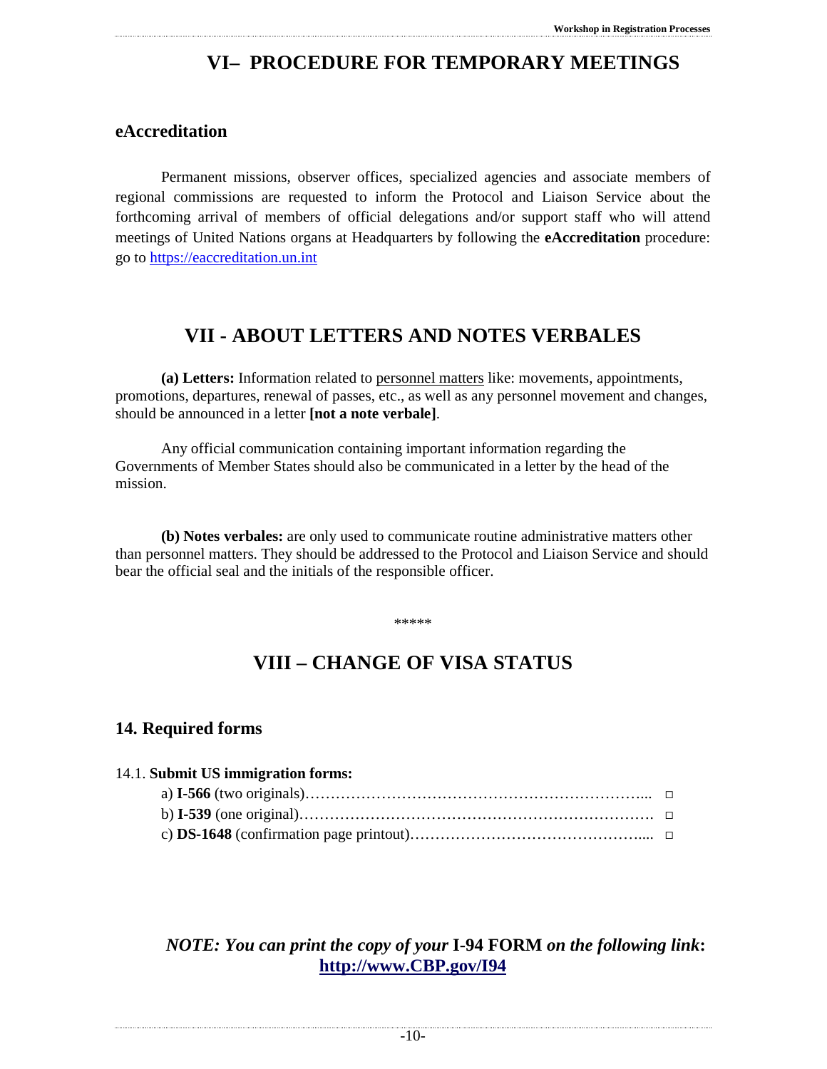# VI– PROCEDURE FOR TEMPORARY MEETINGS

## eAccreditation

Permanent missions, observer offices, specialized agencies and associate members of regional commissions are requested to inform the Protocol and Liaison Service about the forthcoming arrival of members of official delegations and/or support staff who will attend meetings of United Nations organs at Headquarters by following the **eAccreditation** procedure: go to https://eaccreditation.un.int

# VII - ABOUT LETTERS AND NOTES VERBALES

**(a) Letters:** Information related to personnel matters like: movements, appointments, promotions, departures, renewal of passes, etc., as well as any personnel movement and changes, should be announced in a letter **[not a note verbale]**.

Any official communication containing important information regarding the Governments of Member States should also be communicated in a letter by the head of the mission.

**(b) Notes verbales:** are only used to communicate routine administrative matters other than personnel matters. They should be addressed to the Protocol and Liaison Service and should bear the official seal and the initials of the responsible officer.

*****

# VIII – CHANGE OF VISA STATUS

## 14. Required forms

14.1. **Submit US immigration forms:**

- a) **I-566** (two originals)………………………………………………………….... □
- b) **I-539** (one original)……………………………………………………………. □
- c) **DS-1648** (confirmation page printout)……………………………………….... □

***NOTE: You can print the copy of your* I-94 FORM *on the following link*: http://www.CBP.gov/I94**